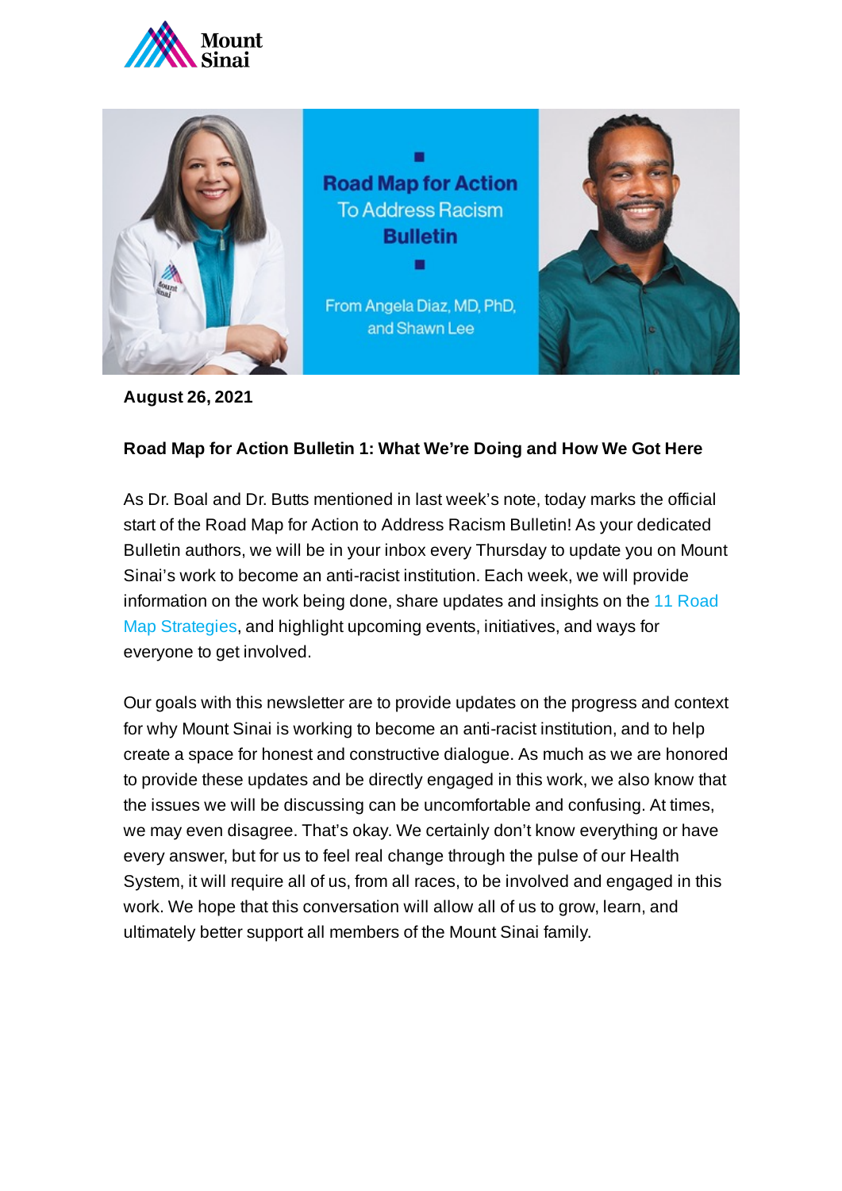Road Map for Action
To Address Racism
Bulletin

From Angela Diaz, MD, PhD, and Shawn Lee

**August 26, 2021**

**Road Map for Action Bulletin 1: What We're Doing and How We Got Here**

As Dr. Boal and Dr. Butts mentioned in last week's note, today marks the official start of the Road Map for Action to Address Racism Bulletin! As your dedicated Bulletin authors, we will be in your inbox every Thursday to update you on Mount Sinai's work to become an anti-racist institution. Each week, we will provide information on the work being done, share updates and insights on the 11 Road Map Strategies, and highlight upcoming events, initiatives, and ways for everyone to get involved.

Our goals with this newsletter are to provide updates on the progress and context for why Mount Sinai is working to become an anti-racist institution, and to help create a space for honest and constructive dialogue. As much as we are honored to provide these updates and be directly engaged in this work, we also know that the issues we will be discussing can be uncomfortable and confusing. At times, we may even disagree. That's okay. We certainly don't know everything or have every answer, but for us to feel real change through the pulse of our Health System, it will require all of us, from all races, to be involved and engaged in this work. We hope that this conversation will allow all of us to grow, learn, and ultimately better support all members of the Mount Sinai family.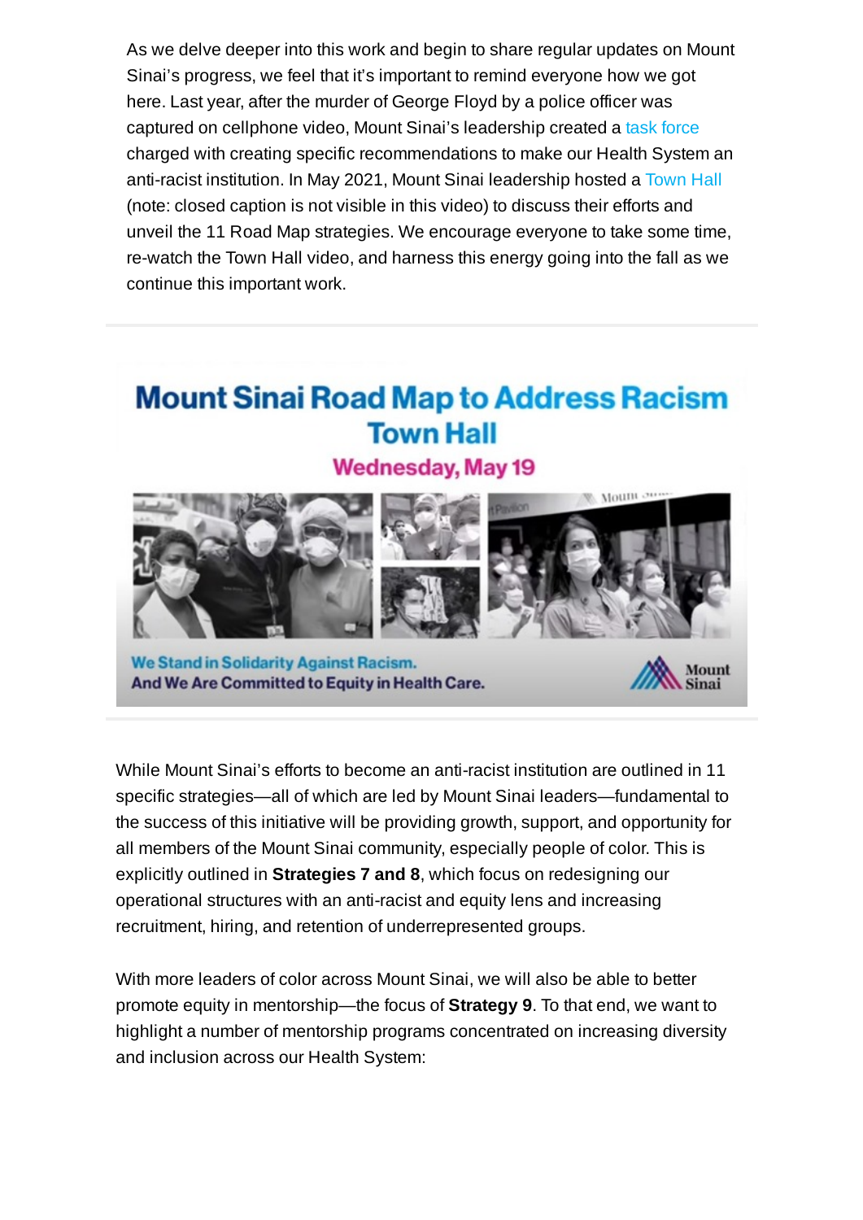As we delve deeper into this work and begin to share regular updates on Mount Sinai's progress, we feel that it's important to remind everyone how we got here. Last year, after the murder of George Floyd by a police officer was captured on cellphone video, Mount Sinai's leadership created a task force charged with creating specific recommendations to make our Health System an anti-racist institution. In May 2021, Mount Sinai leadership hosted a Town Hall (note: closed caption is not visible in this video) to discuss their efforts and unveil the 11 Road Map strategies. We encourage everyone to take some time, re-watch the Town Hall video, and harness this energy going into the fall as we continue this important work.

**Mount Sinai Road Map to Address Racism Town Hall**

**Wednesday, May 19**

**We Stand in Solidarity Against Racism.**
**And We Are Committed to Equity in Health Care.**

Mount Sinai

While Mount Sinai's efforts to become an anti-racist institution are outlined in 11 specific strategies—all of which are led by Mount Sinai leaders—fundamental to the success of this initiative will be providing growth, support, and opportunity for all members of the Mount Sinai community, especially people of color. This is explicitly outlined in **Strategies 7 and 8**, which focus on redesigning our operational structures with an anti-racist and equity lens and increasing recruitment, hiring, and retention of underrepresented groups.

With more leaders of color across Mount Sinai, we will also be able to better promote equity in mentorship—the focus of **Strategy 9**. To that end, we want to highlight a number of mentorship programs concentrated on increasing diversity and inclusion across our Health System: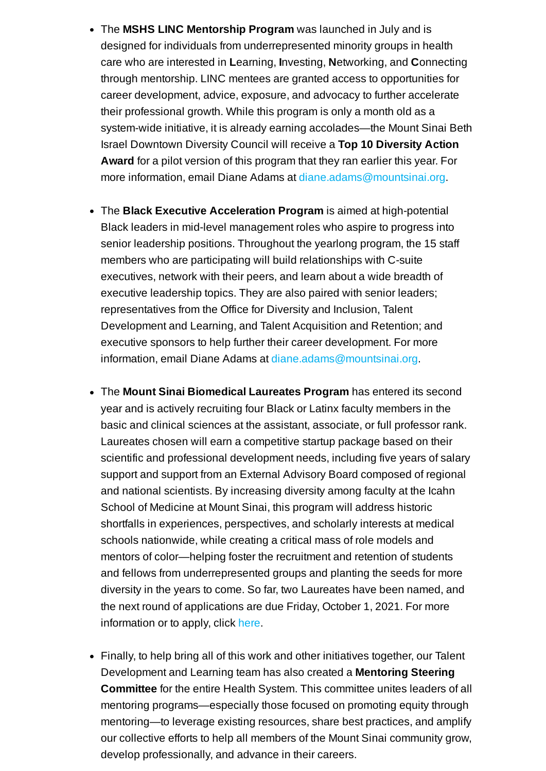- The **MSHS LINC Mentorship Program** was launched in July and is designed for individuals from underrepresented minority groups in health care who are interested in **L**earning, **I**nvesting, **N**etworking, and **C**onnecting through mentorship. LINC mentees are granted access to opportunities for career development, advice, exposure, and advocacy to further accelerate their professional growth. While this program is only a month old as a system-wide initiative, it is already earning accolades—the Mount Sinai Beth Israel Downtown Diversity Council will receive a **Top 10 Diversity Action Award** for a pilot version of this program that they ran earlier this year. For more information, email Diane Adams at diane.adams@mountsinai.org.

- The **Black Executive Acceleration Program** is aimed at high-potential Black leaders in mid-level management roles who aspire to progress into senior leadership positions. Throughout the yearlong program, the 15 staff members who are participating will build relationships with C-suite executives, network with their peers, and learn about a wide breadth of executive leadership topics. They are also paired with senior leaders; representatives from the Office for Diversity and Inclusion, Talent Development and Learning, and Talent Acquisition and Retention; and executive sponsors to help further their career development. For more information, email Diane Adams at diane.adams@mountsinai.org.

- The **Mount Sinai Biomedical Laureates Program** has entered its second year and is actively recruiting four Black or Latinx faculty members in the basic and clinical sciences at the assistant, associate, or full professor rank. Laureates chosen will earn a competitive startup package based on their scientific and professional development needs, including five years of salary support and support from an External Advisory Board composed of regional and national scientists. By increasing diversity among faculty at the Icahn School of Medicine at Mount Sinai, this program will address historic shortfalls in experiences, perspectives, and scholarly interests at medical schools nationwide, while creating a critical mass of role models and mentors of color—helping foster the recruitment and retention of students and fellows from underrepresented groups and planting the seeds for more diversity in the years to come. So far, two Laureates have been named, and the next round of applications are due Friday, October 1, 2021. For more information or to apply, click here.

- Finally, to help bring all of this work and other initiatives together, our Talent Development and Learning team has also created a **Mentoring Steering Committee** for the entire Health System. This committee unites leaders of all mentoring programs—especially those focused on promoting equity through mentoring—to leverage existing resources, share best practices, and amplify our collective efforts to help all members of the Mount Sinai community grow, develop professionally, and advance in their careers.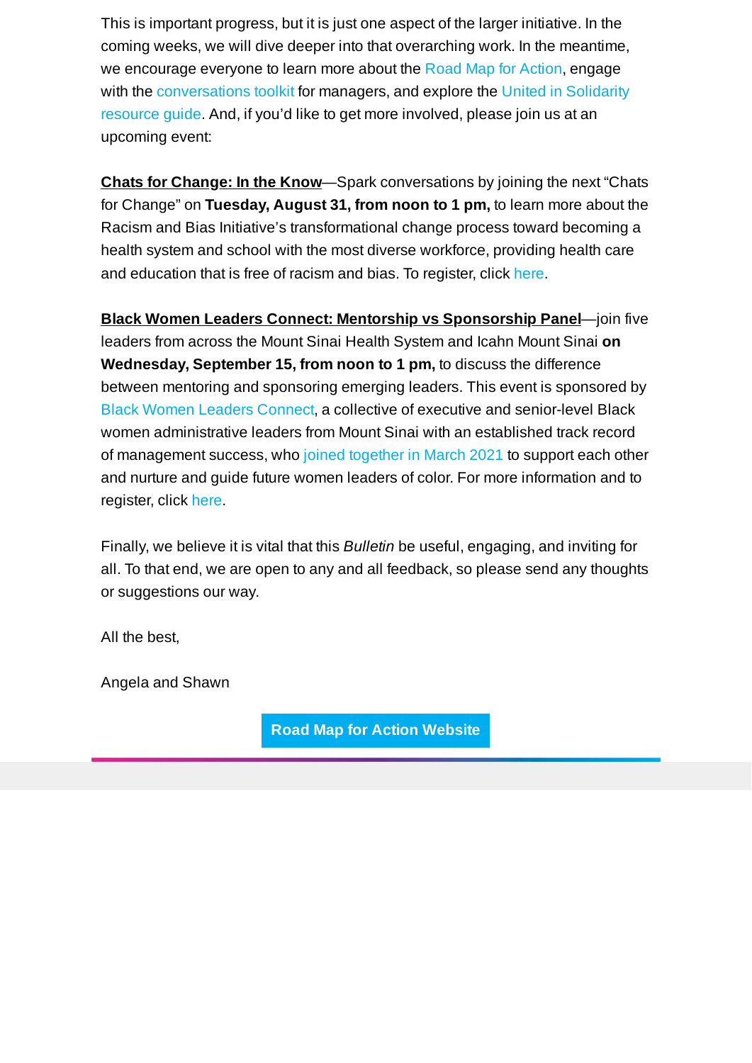This is important progress, but it is just one aspect of the larger initiative. In the coming weeks, we will dive deeper into that overarching work. In the meantime, we encourage everyone to learn more about the Road Map for Action, engage with the conversations toolkit for managers, and explore the United in Solidarity resource guide. And, if you'd like to get more involved, please join us at an upcoming event:

**Chats for Change: In the Know**—Spark conversations by joining the next "Chats for Change" on **Tuesday, August 31, from noon to 1 pm,** to learn more about the Racism and Bias Initiative's transformational change process toward becoming a health system and school with the most diverse workforce, providing health care and education that is free of racism and bias. To register, click here.

**Black Women Leaders Connect: Mentorship vs Sponsorship Panel**—join five leaders from across the Mount Sinai Health System and Icahn Mount Sinai **on Wednesday, September 15, from noon to 1 pm,** to discuss the difference between mentoring and sponsoring emerging leaders. This event is sponsored by Black Women Leaders Connect, a collective of executive and senior-level Black women administrative leaders from Mount Sinai with an established track record of management success, who joined together in March 2021 to support each other and nurture and guide future women leaders of color. For more information and to register, click here.

Finally, we believe it is vital that this *Bulletin* be useful, engaging, and inviting for all. To that end, we are open to any and all feedback, so please send any thoughts or suggestions our way.

All the best,

Angela and Shawn

**Road Map for Action Website**